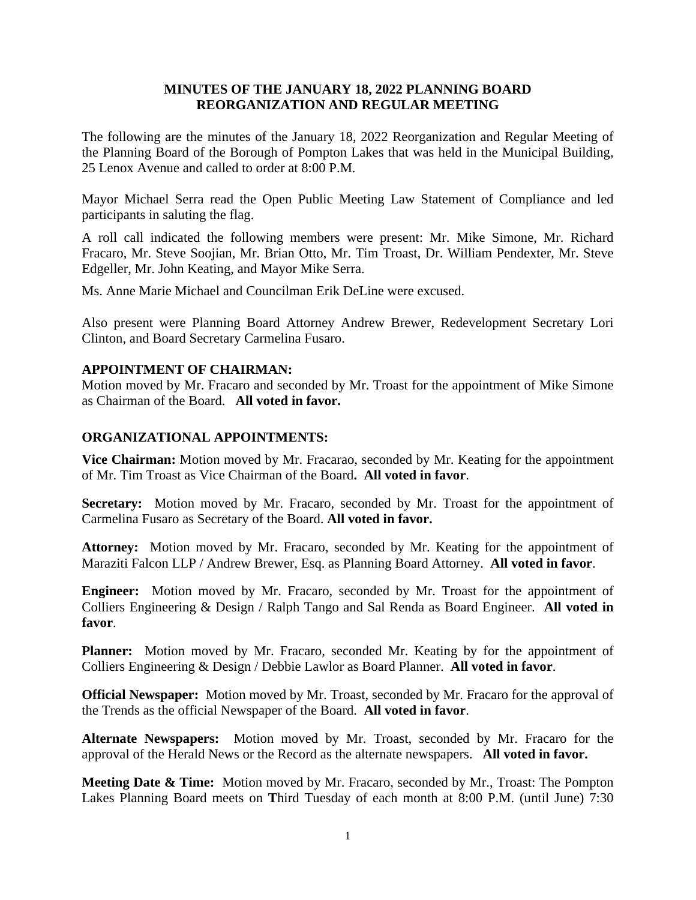# MINUTES OF THE JANUARY 18, 2022 PLANNING BOARD REORGANIZATION AND REGULAR MEETING

The following are the minutes of the January 18, 2022 Reorganization and Regular Meeting of the Planning Board of the Borough of Pompton Lakes that was held in the Municipal Building, 25 Lenox Avenue and called to order at 8:00 P.M.

Mayor Michael Serra read the Open Public Meeting Law Statement of Compliance and led participants in saluting the flag.

A roll call indicated the following members were present: Mr. Mike Simone, Mr. Richard Fracaro, Mr. Steve Soojian, Mr. Brian Otto, Mr. Tim Troast, Dr. William Pendexter, Mr. Steve Edgeller, Mr. John Keating, and Mayor Mike Serra.

Ms. Anne Marie Michael and Councilman Erik DeLine were excused.

Also present were Planning Board Attorney Andrew Brewer, Redevelopment Secretary Lori Clinton, and Board Secretary Carmelina Fusaro.

## APPOINTMENT OF CHAIRMAN:

Motion moved by Mr. Fracaro and seconded by Mr. Troast for the appointment of Mike Simone as Chairman of the Board. **All voted in favor.**

## ORGANIZATIONAL APPOINTMENTS:

**Vice Chairman:** Motion moved by Mr. Fracarao, seconded by Mr. Keating for the appointment of Mr. Tim Troast as Vice Chairman of the Board**. All voted in favor**.

**Secretary:** Motion moved by Mr. Fracaro, seconded by Mr. Troast for the appointment of Carmelina Fusaro as Secretary of the Board. **All voted in favor.**

**Attorney:** Motion moved by Mr. Fracaro, seconded by Mr. Keating for the appointment of Maraziti Falcon LLP / Andrew Brewer, Esq. as Planning Board Attorney. **All voted in favor**.

**Engineer:** Motion moved by Mr. Fracaro, seconded by Mr. Troast for the appointment of Colliers Engineering & Design / Ralph Tango and Sal Renda as Board Engineer. **All voted in favor**.

**Planner:** Motion moved by Mr. Fracaro, seconded Mr. Keating by for the appointment of Colliers Engineering & Design / Debbie Lawlor as Board Planner. **All voted in favor**.

**Official Newspaper:** Motion moved by Mr. Troast, seconded by Mr. Fracaro for the approval of the Trends as the official Newspaper of the Board. **All voted in favor**.

**Alternate Newspapers:** Motion moved by Mr. Troast, seconded by Mr. Fracaro for the approval of the Herald News or the Record as the alternate newspapers. **All voted in favor.**

**Meeting Date & Time:** Motion moved by Mr. Fracaro, seconded by Mr., Troast: The Pompton Lakes Planning Board meets on **T**hird Tuesday of each month at 8:00 P.M. (until June) 7:30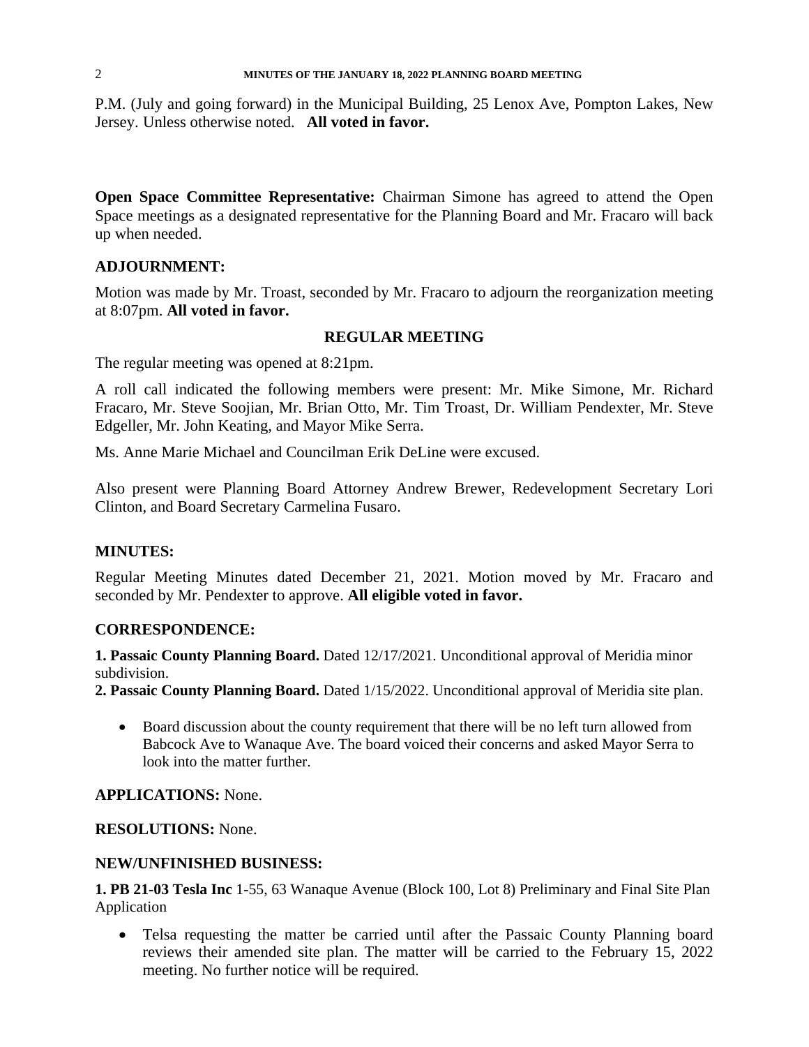P.M. (July and going forward) in the Municipal Building, 25 Lenox Ave, Pompton Lakes, New Jersey. Unless otherwise noted. **All voted in favor.**

**Open Space Committee Representative:** Chairman Simone has agreed to attend the Open Space meetings as a designated representative for the Planning Board and Mr. Fracaro will back up when needed.

## ADJOURNMENT:

Motion was made by Mr. Troast, seconded by Mr. Fracaro to adjourn the reorganization meeting at 8:07pm. **All voted in favor.**

## REGULAR MEETING

The regular meeting was opened at 8:21pm.

A roll call indicated the following members were present: Mr. Mike Simone, Mr. Richard Fracaro, Mr. Steve Soojian, Mr. Brian Otto, Mr. Tim Troast, Dr. William Pendexter, Mr. Steve Edgeller, Mr. John Keating, and Mayor Mike Serra.

Ms. Anne Marie Michael and Councilman Erik DeLine were excused.

Also present were Planning Board Attorney Andrew Brewer, Redevelopment Secretary Lori Clinton, and Board Secretary Carmelina Fusaro.

## MINUTES:

Regular Meeting Minutes dated December 21, 2021. Motion moved by Mr. Fracaro and seconded by Mr. Pendexter to approve. **All eligible voted in favor.**

## CORRESPONDENCE:

**1. Passaic County Planning Board.** Dated 12/17/2021. Unconditional approval of Meridia minor subdivision.
**2. Passaic County Planning Board.** Dated 1/15/2022. Unconditional approval of Meridia site plan.

- Board discussion about the county requirement that there will be no left turn allowed from Babcock Ave to Wanaque Ave. The board voiced their concerns and asked Mayor Serra to look into the matter further.

**APPLICATIONS:** None.

**RESOLUTIONS:** None.

## NEW/UNFINISHED BUSINESS:

**1. PB 21-03 Tesla Inc** 1-55, 63 Wanaque Avenue (Block 100, Lot 8) Preliminary and Final Site Plan Application

- Telsa requesting the matter be carried until after the Passaic County Planning board reviews their amended site plan. The matter will be carried to the February 15, 2022 meeting. No further notice will be required.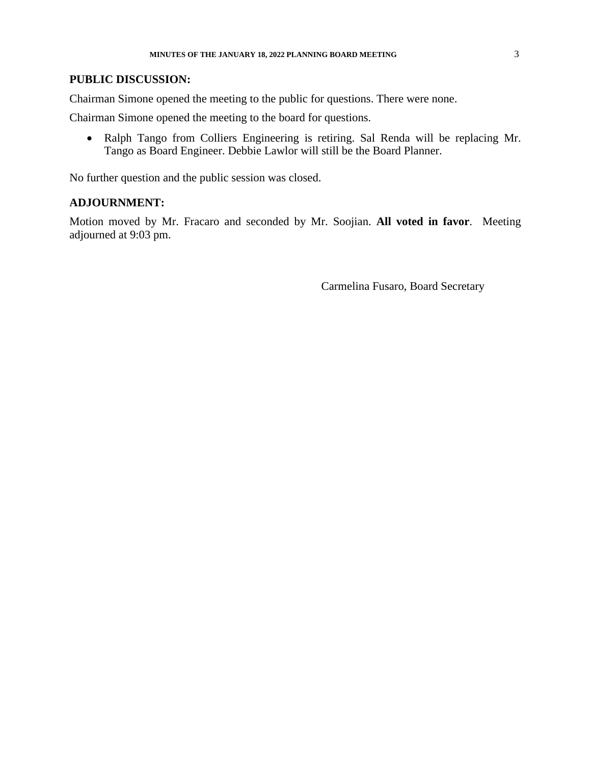## PUBLIC DISCUSSION:

Chairman Simone opened the meeting to the public for questions. There were none.

Chairman Simone opened the meeting to the board for questions.

- Ralph Tango from Colliers Engineering is retiring. Sal Renda will be replacing Mr. Tango as Board Engineer. Debbie Lawlor will still be the Board Planner.

No further question and the public session was closed.

## ADJOURNMENT:

Motion moved by Mr. Fracaro and seconded by Mr. Soojian. **All voted in favor**. Meeting adjourned at 9:03 pm.

Carmelina Fusaro, Board Secretary